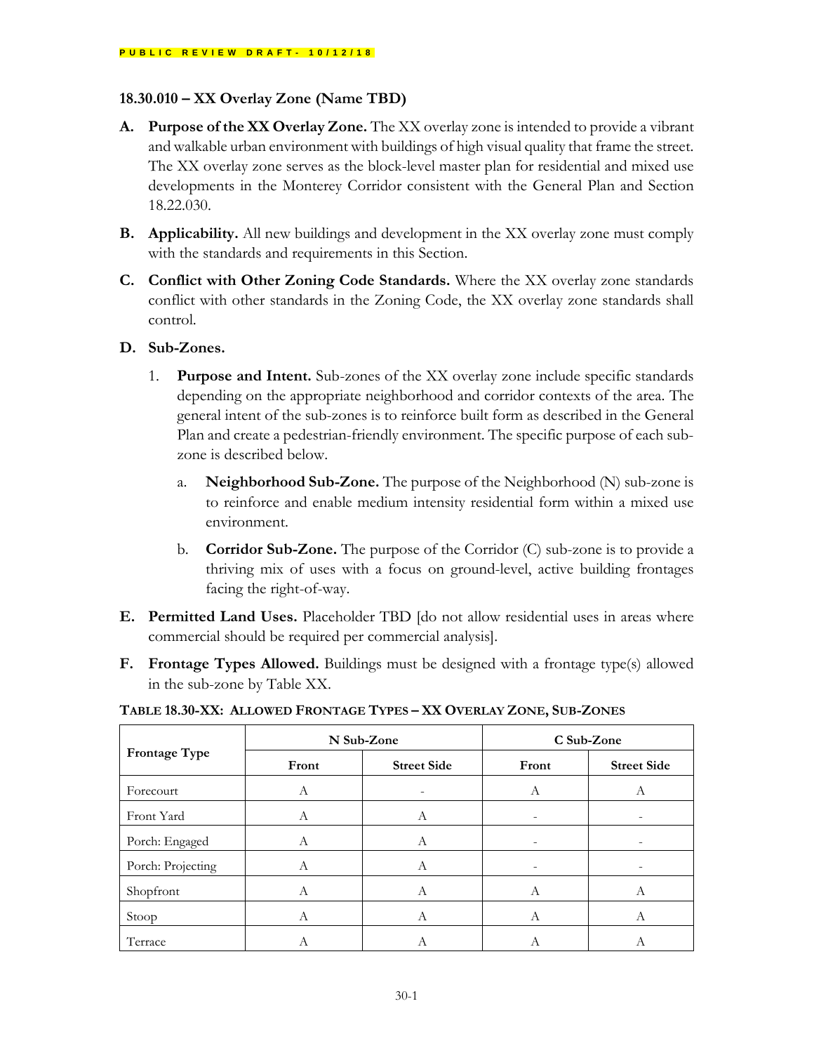PUBLIC REVIEW DRAFT- 10/12/18

## 18.30.010 – XX Overlay Zone (Name TBD)

**A. Purpose of the XX Overlay Zone.** The XX overlay zone is intended to provide a vibrant and walkable urban environment with buildings of high visual quality that frame the street. The XX overlay zone serves as the block-level master plan for residential and mixed use developments in the Monterey Corridor consistent with the General Plan and Section 18.22.030.

**B. Applicability.** All new buildings and development in the XX overlay zone must comply with the standards and requirements in this Section.

**C. Conflict with Other Zoning Code Standards.** Where the XX overlay zone standards conflict with other standards in the Zoning Code, the XX overlay zone standards shall control.

**D. Sub-Zones.**

1. **Purpose and Intent.** Sub-zones of the XX overlay zone include specific standards depending on the appropriate neighborhood and corridor contexts of the area. The general intent of the sub-zones is to reinforce built form as described in the General Plan and create a pedestrian-friendly environment. The specific purpose of each sub-zone is described below.

    a. **Neighborhood Sub-Zone.** The purpose of the Neighborhood (N) sub-zone is to reinforce and enable medium intensity residential form within a mixed use environment.

    b. **Corridor Sub-Zone.** The purpose of the Corridor (C) sub-zone is to provide a thriving mix of uses with a focus on ground-level, active building frontages facing the right-of-way.

**E. Permitted Land Uses.** Placeholder TBD [do not allow residential uses in areas where commercial should be required per commercial analysis].

**F. Frontage Types Allowed.** Buildings must be designed with a frontage type(s) allowed in the sub-zone by Table XX.

**TABLE 18.30-XX: ALLOWED FRONTAGE TYPES – XX OVERLAY ZONE, SUB-ZONES**

| Frontage Type | N Sub-Zone | | C Sub-Zone | |
|---|---|---|---|---|
| | Front | Street Side | Front | Street Side |
| Forecourt | A | - | A | A |
| Front Yard | A | A | - | - |
| Porch: Engaged | A | A | - | - |
| Porch: Projecting | A | A | - | - |
| Shopfront | A | A | A | A |
| Stoop | A | A | A | A |
| Terrace | A | A | A | A |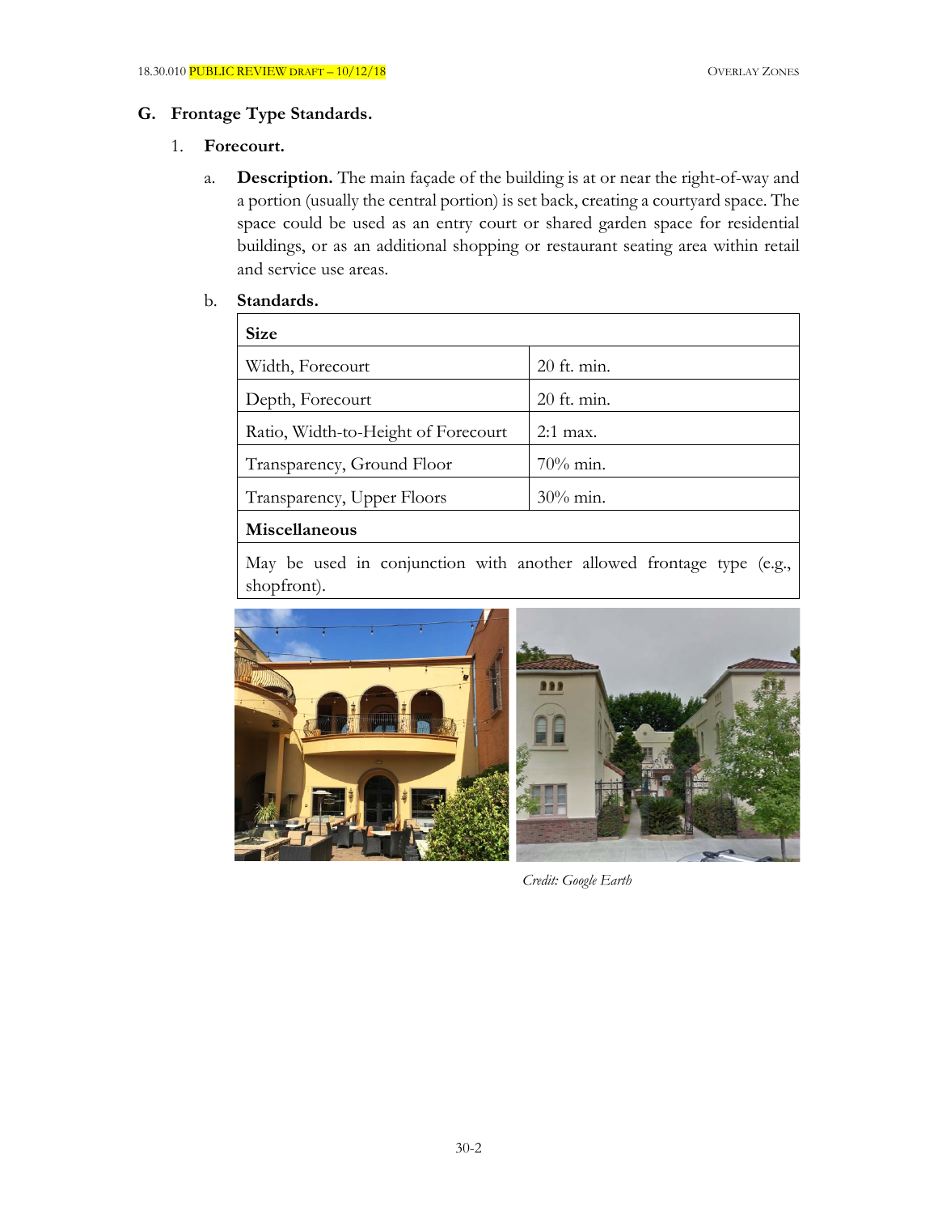## G. Frontage Type Standards.

### 1. Forecourt.

a. **Description.** The main façade of the building is at or near the right-of-way and a portion (usually the central portion) is set back, creating a courtyard space. The space could be used as an entry court or shared garden space for residential buildings, or as an additional shopping or restaurant seating area within retail and service use areas.

b. **Standards.**

| **Size** | |
|---|---|
| Width, Forecourt | 20 ft. min. |
| Depth, Forecourt | 20 ft. min. |
| Ratio, Width-to-Height of Forecourt | 2:1 max. |
| Transparency, Ground Floor | 70% min. |
| Transparency, Upper Floors | 30% min. |
| **Miscellaneous** | |
| May be used in conjunction with another allowed frontage type (e.g., shopfront). | |

*Credit: Google Earth*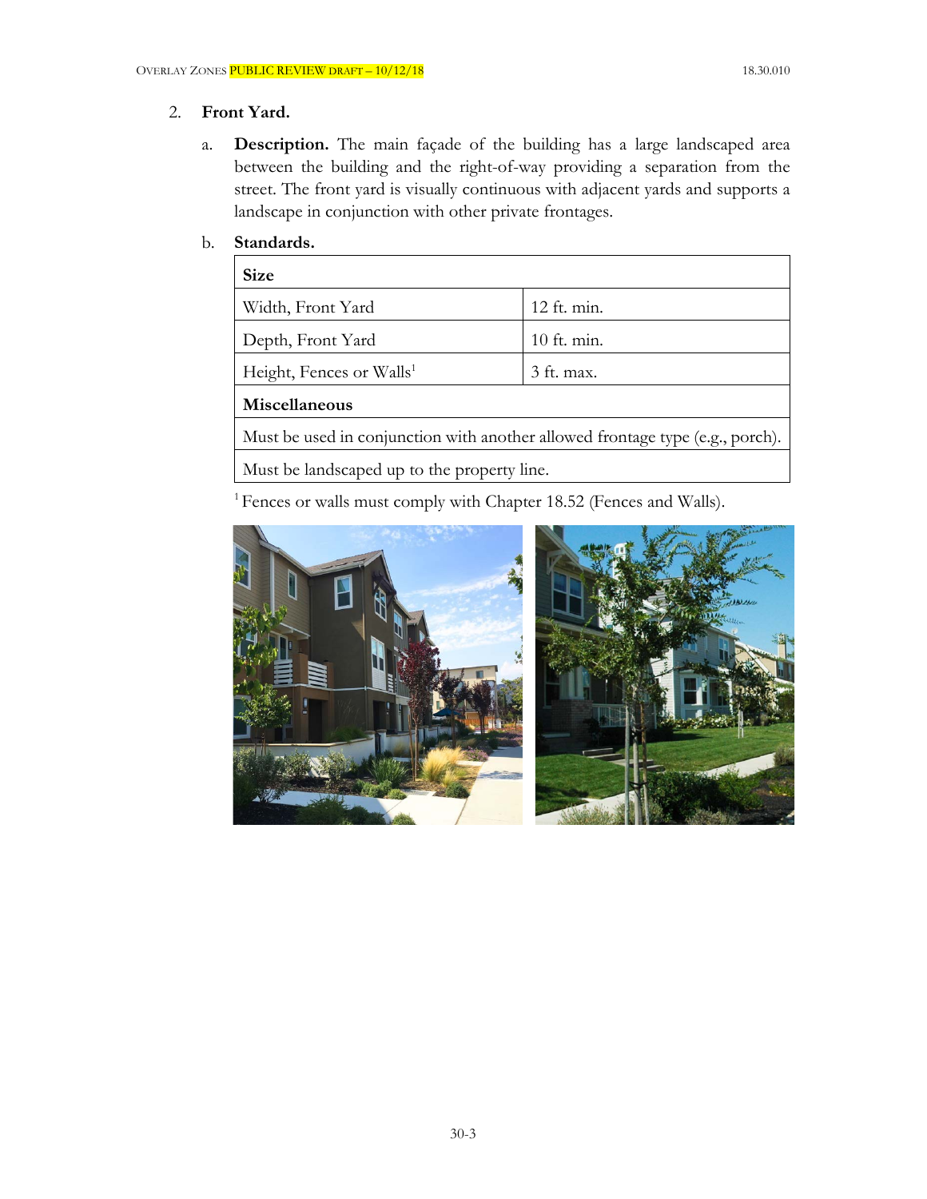2. **Front Yard.**

   a. **Description.** The main façade of the building has a large landscaped area between the building and the right-of-way providing a separation from the street. The front yard is visually continuous with adjacent yards and supports a landscape in conjunction with other private frontages.

   b. **Standards.**

| **Size** | |
|---|---|
| Width, Front Yard | 12 ft. min. |
| Depth, Front Yard | 10 ft. min. |
| Height, Fences or Walls[1] | 3 ft. max. |
| **Miscellaneous** | |
| Must be used in conjunction with another allowed frontage type (e.g., porch). | |
| Must be landscaped up to the property line. | |

[1] Fences or walls must comply with Chapter 18.52 (Fences and Walls).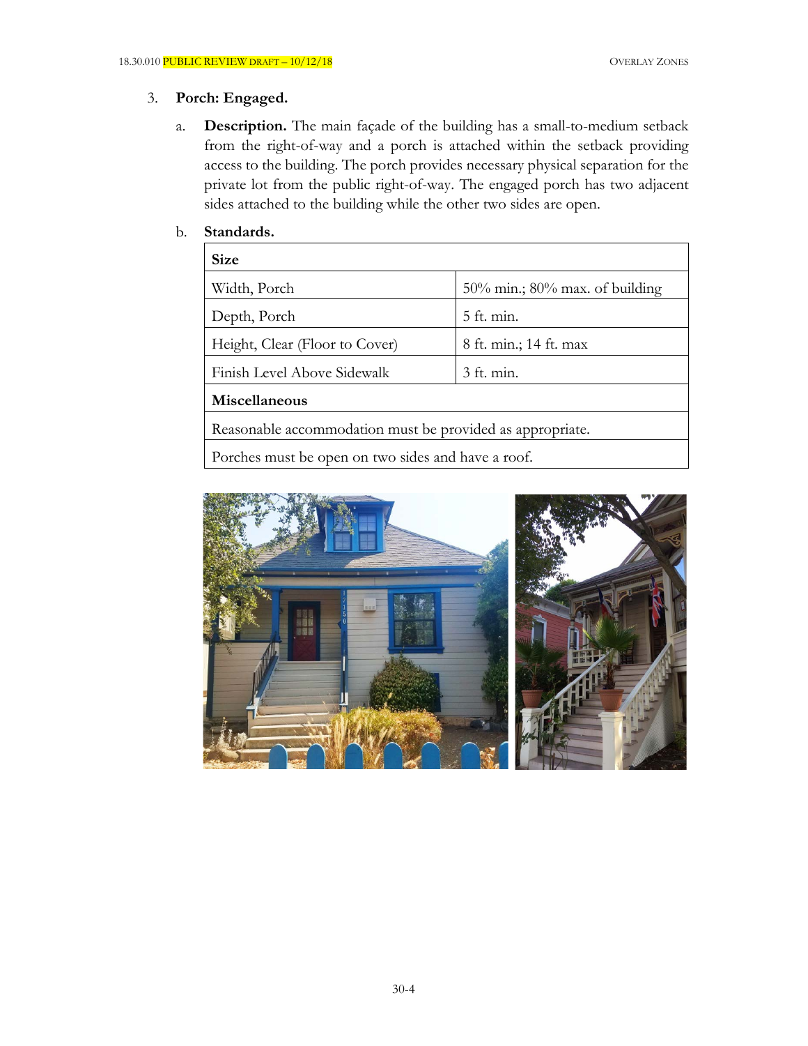3. **Porch: Engaged.**

   a. **Description.** The main façade of the building has a small-to-medium setback from the right-of-way and a porch is attached within the setback providing access to the building. The porch provides necessary physical separation for the private lot from the public right-of-way. The engaged porch has two adjacent sides attached to the building while the other two sides are open.

   b. **Standards.**

| **Size** | |
|---|---|
| Width, Porch | 50% min.; 80% max. of building |
| Depth, Porch | 5 ft. min. |
| Height, Clear (Floor to Cover) | 8 ft. min.; 14 ft. max |
| Finish Level Above Sidewalk | 3 ft. min. |
| **Miscellaneous** | |
| Reasonable accommodation must be provided as appropriate. | |
| Porches must be open on two sides and have a roof. | |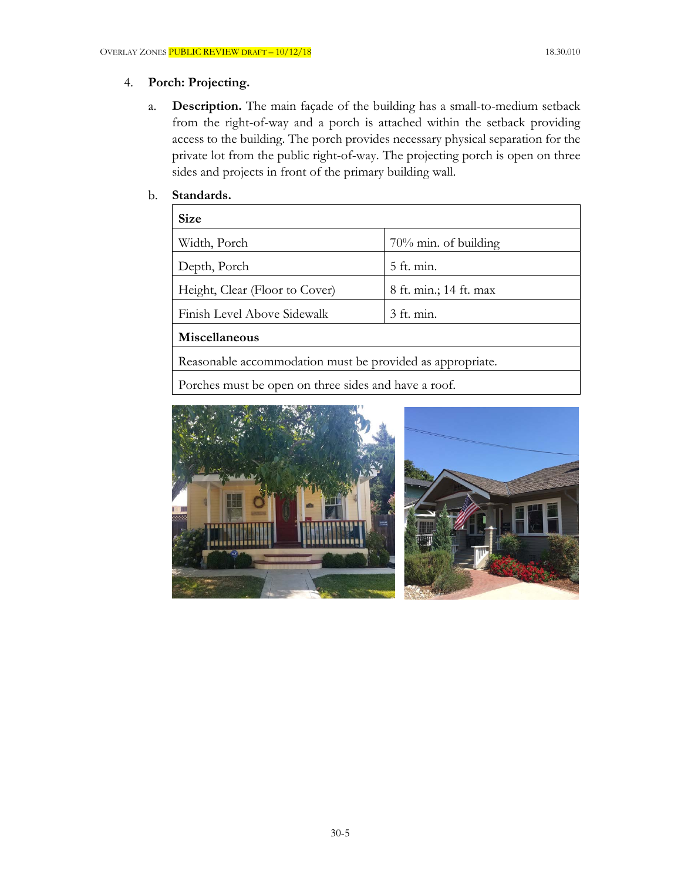4. **Porch: Projecting.**

   a. **Description.** The main façade of the building has a small-to-medium setback from the right-of-way and a porch is attached within the setback providing access to the building. The porch provides necessary physical separation for the private lot from the public right-of-way. The projecting porch is open on three sides and projects in front of the primary building wall.

   b. **Standards.**

| **Size** | |
|---|---|
| Width, Porch | 70% min. of building |
| Depth, Porch | 5 ft. min. |
| Height, Clear (Floor to Cover) | 8 ft. min.; 14 ft. max |
| Finish Level Above Sidewalk | 3 ft. min. |
| **Miscellaneous** | |
| Reasonable accommodation must be provided as appropriate. | |
| Porches must be open on three sides and have a roof. | |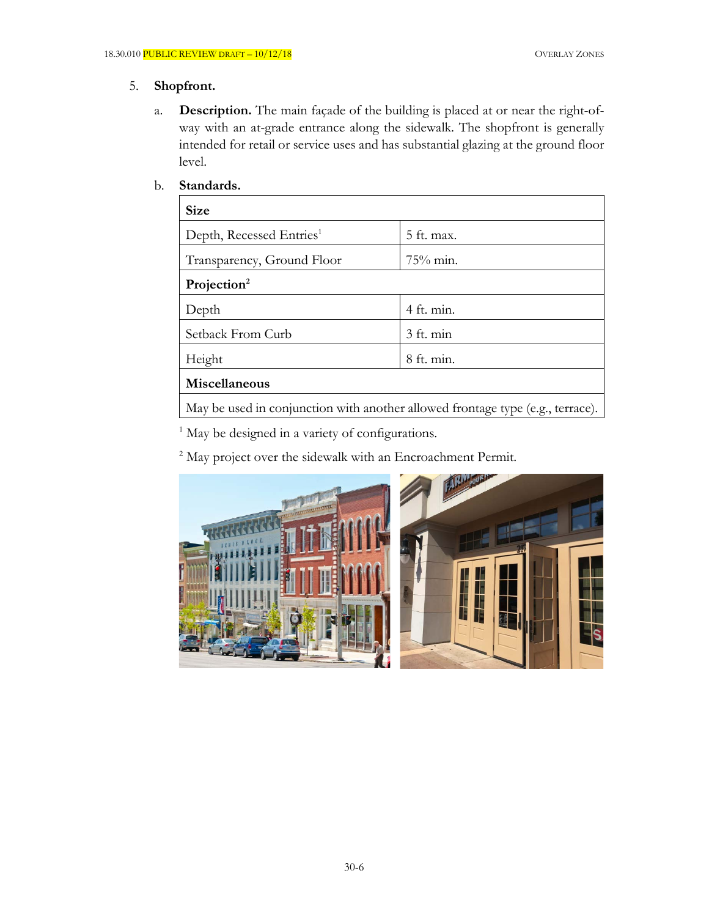5. **Shopfront.**

   a. **Description.** The main façade of the building is placed at or near the right-of-way with an at-grade entrance along the sidewalk. The shopfront is generally intended for retail or service uses and has substantial glazing at the ground floor level.

   b. **Standards.**

| **Size** | |
|---|---|
| Depth, Recessed Entries[1] | 5 ft. max. |
| Transparency, Ground Floor | 75% min. |
| **Projection[2]** | |
| Depth | 4 ft. min. |
| Setback From Curb | 3 ft. min |
| Height | 8 ft. min. |
| **Miscellaneous** | |
| May be used in conjunction with another allowed frontage type (e.g., terrace). | |

[1] May be designed in a variety of configurations.

[2] May project over the sidewalk with an Encroachment Permit.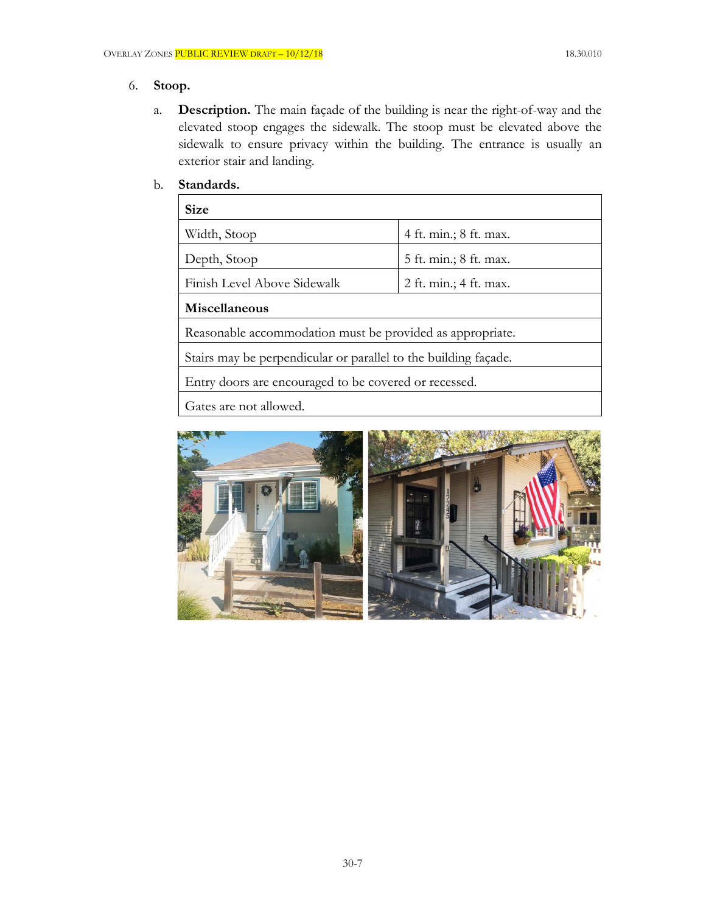6. **Stoop.**

   a. **Description.** The main façade of the building is near the right-of-way and the elevated stoop engages the sidewalk. The stoop must be elevated above the sidewalk to ensure privacy within the building. The entrance is usually an exterior stair and landing.

   b. **Standards.**

| **Size** | |
|---|---|
| Width, Stoop | 4 ft. min.; 8 ft. max. |
| Depth, Stoop | 5 ft. min.; 8 ft. max. |
| Finish Level Above Sidewalk | 2 ft. min.; 4 ft. max. |
| **Miscellaneous** | |
| Reasonable accommodation must be provided as appropriate. | |
| Stairs may be perpendicular or parallel to the building façade. | |
| Entry doors are encouraged to be covered or recessed. | |
| Gates are not allowed. | |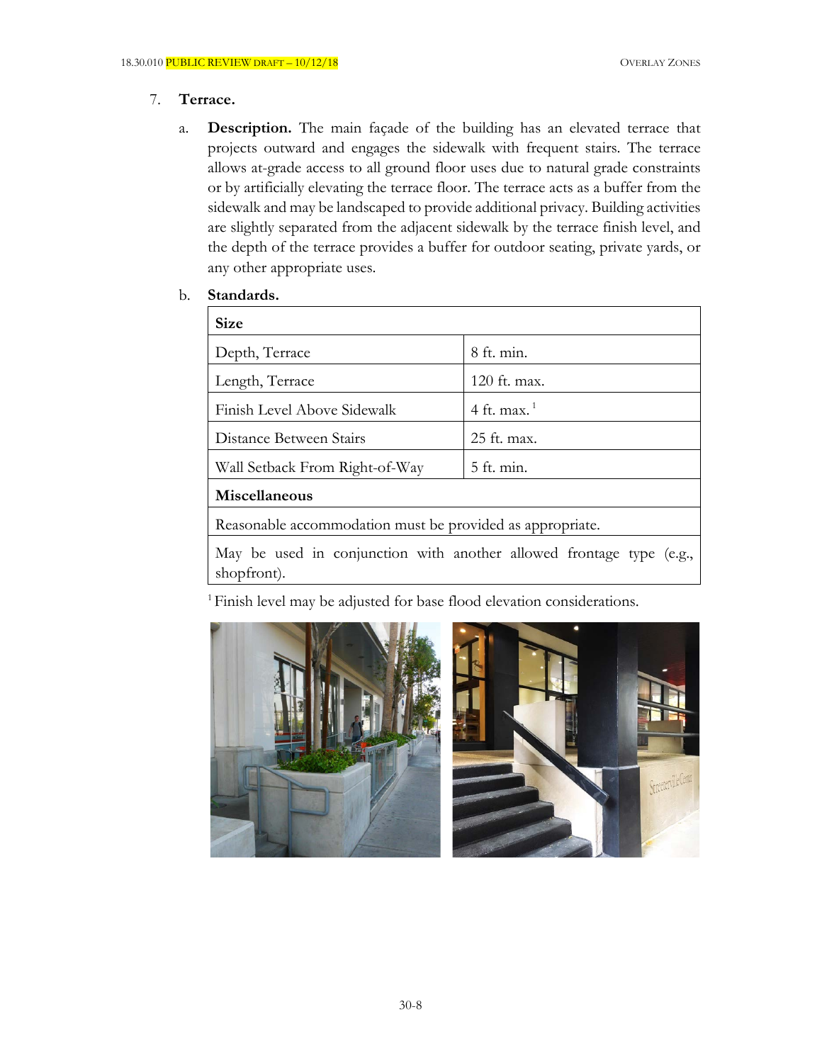7. **Terrace.**

   a. **Description.** The main façade of the building has an elevated terrace that projects outward and engages the sidewalk with frequent stairs. The terrace allows at-grade access to all ground floor uses due to natural grade constraints or by artificially elevating the terrace floor. The terrace acts as a buffer from the sidewalk and may be landscaped to provide additional privacy. Building activities are slightly separated from the adjacent sidewalk by the terrace finish level, and the depth of the terrace provides a buffer for outdoor seating, private yards, or any other appropriate uses.

   b. **Standards.**

| **Size** | |
|---|---|
| Depth, Terrace | 8 ft. min. |
| Length, Terrace | 120 ft. max. |
| Finish Level Above Sidewalk | 4 ft. max. [1] |
| Distance Between Stairs | 25 ft. max. |
| Wall Setback From Right-of-Way | 5 ft. min. |
| **Miscellaneous** | |
| Reasonable accommodation must be provided as appropriate. | |
| May be used in conjunction with another allowed frontage type (e.g., shopfront). | |

[1] Finish level may be adjusted for base flood elevation considerations.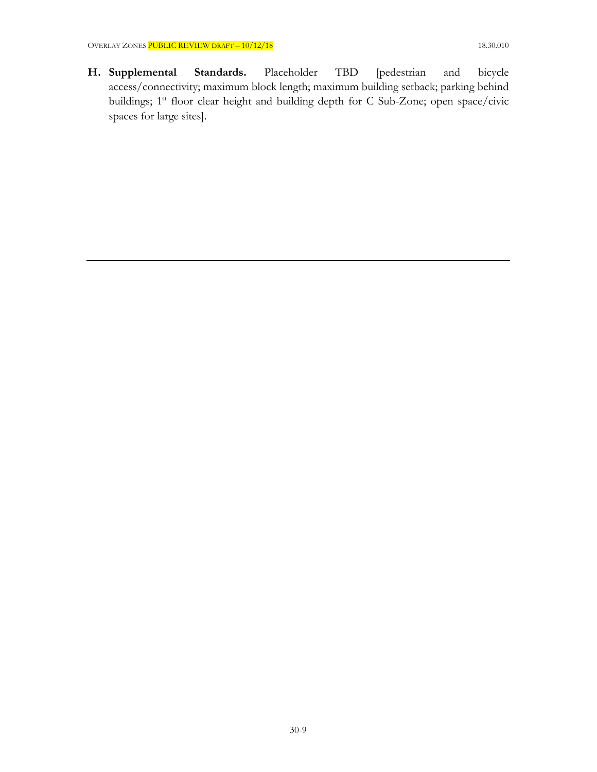**H. Supplemental Standards.** Placeholder TBD [pedestrian and bicycle access/connectivity; maximum block length; maximum building setback; parking behind buildings; 1st floor clear height and building depth for C Sub-Zone; open space/civic spaces for large sites].

---